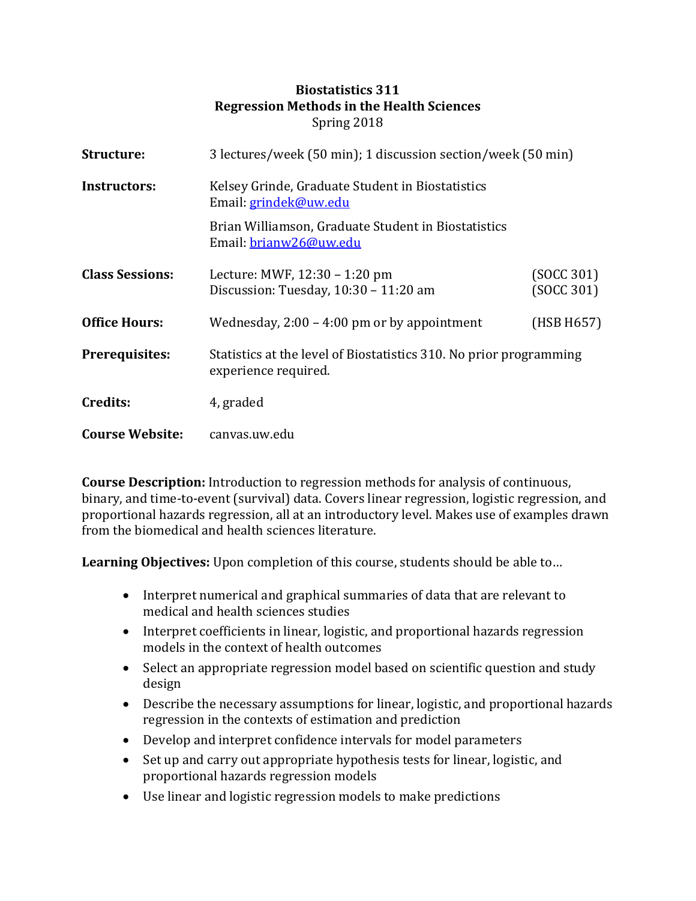# Biostatistics 311
## Regression Methods in the Health Sciences
Spring 2018

**Structure:** 3 lectures/week (50 min); 1 discussion section/week (50 min)

**Instructors:** Kelsey Grinde, Graduate Student in Biostatistics
Email: grindek@uw.edu

Brian Williamson, Graduate Student in Biostatistics
Email: brianw26@uw.edu

**Class Sessions:** Lecture: MWF, 12:30 – 1:20 pm (SOCC 301)
Discussion: Tuesday, 10:30 – 11:20 am (SOCC 301)

**Office Hours:** Wednesday, 2:00 – 4:00 pm or by appointment (HSB H657)

**Prerequisites:** Statistics at the level of Biostatistics 310. No prior programming experience required.

**Credits:** 4, graded

**Course Website:** canvas.uw.edu

**Course Description:** Introduction to regression methods for analysis of continuous, binary, and time-to-event (survival) data. Covers linear regression, logistic regression, and proportional hazards regression, all at an introductory level. Makes use of examples drawn from the biomedical and health sciences literature.

**Learning Objectives:** Upon completion of this course, students should be able to…

- Interpret numerical and graphical summaries of data that are relevant to medical and health sciences studies
- Interpret coefficients in linear, logistic, and proportional hazards regression models in the context of health outcomes
- Select an appropriate regression model based on scientific question and study design
- Describe the necessary assumptions for linear, logistic, and proportional hazards regression in the contexts of estimation and prediction
- Develop and interpret confidence intervals for model parameters
- Set up and carry out appropriate hypothesis tests for linear, logistic, and proportional hazards regression models
- Use linear and logistic regression models to make predictions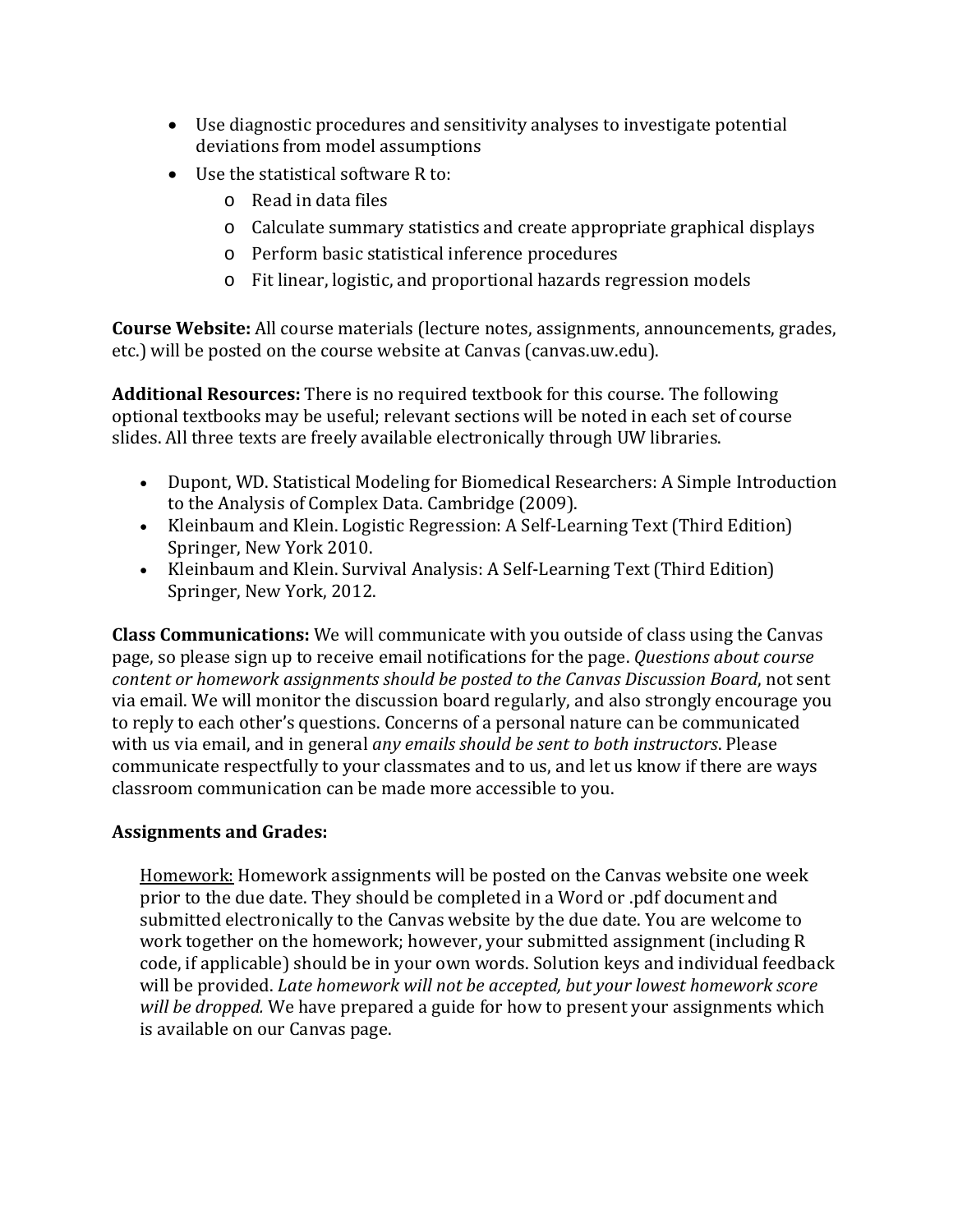- Use diagnostic procedures and sensitivity analyses to investigate potential deviations from model assumptions
- Use the statistical software R to:
  - Read in data files
  - Calculate summary statistics and create appropriate graphical displays
  - Perform basic statistical inference procedures
  - Fit linear, logistic, and proportional hazards regression models

**Course Website:** All course materials (lecture notes, assignments, announcements, grades, etc.) will be posted on the course website at Canvas (canvas.uw.edu).

**Additional Resources:** There is no required textbook for this course. The following optional textbooks may be useful; relevant sections will be noted in each set of course slides. All three texts are freely available electronically through UW libraries.

- Dupont, WD. Statistical Modeling for Biomedical Researchers: A Simple Introduction to the Analysis of Complex Data. Cambridge (2009).
- Kleinbaum and Klein. Logistic Regression: A Self-Learning Text (Third Edition) Springer, New York 2010.
- Kleinbaum and Klein. Survival Analysis: A Self-Learning Text (Third Edition) Springer, New York, 2012.

**Class Communications:** We will communicate with you outside of class using the Canvas page, so please sign up to receive email notifications for the page. *Questions about course content or homework assignments should be posted to the Canvas Discussion Board*, not sent via email. We will monitor the discussion board regularly, and also strongly encourage you to reply to each other's questions. Concerns of a personal nature can be communicated with us via email, and in general *any emails should be sent to both instructors*. Please communicate respectfully to your classmates and to us, and let us know if there are ways classroom communication can be made more accessible to you.

**Assignments and Grades:**

<u>Homework:</u> Homework assignments will be posted on the Canvas website one week prior to the due date. They should be completed in a Word or .pdf document and submitted electronically to the Canvas website by the due date. You are welcome to work together on the homework; however, your submitted assignment (including R code, if applicable) should be in your own words. Solution keys and individual feedback will be provided. *Late homework will not be accepted, but your lowest homework score will be dropped.* We have prepared a guide for how to present your assignments which is available on our Canvas page.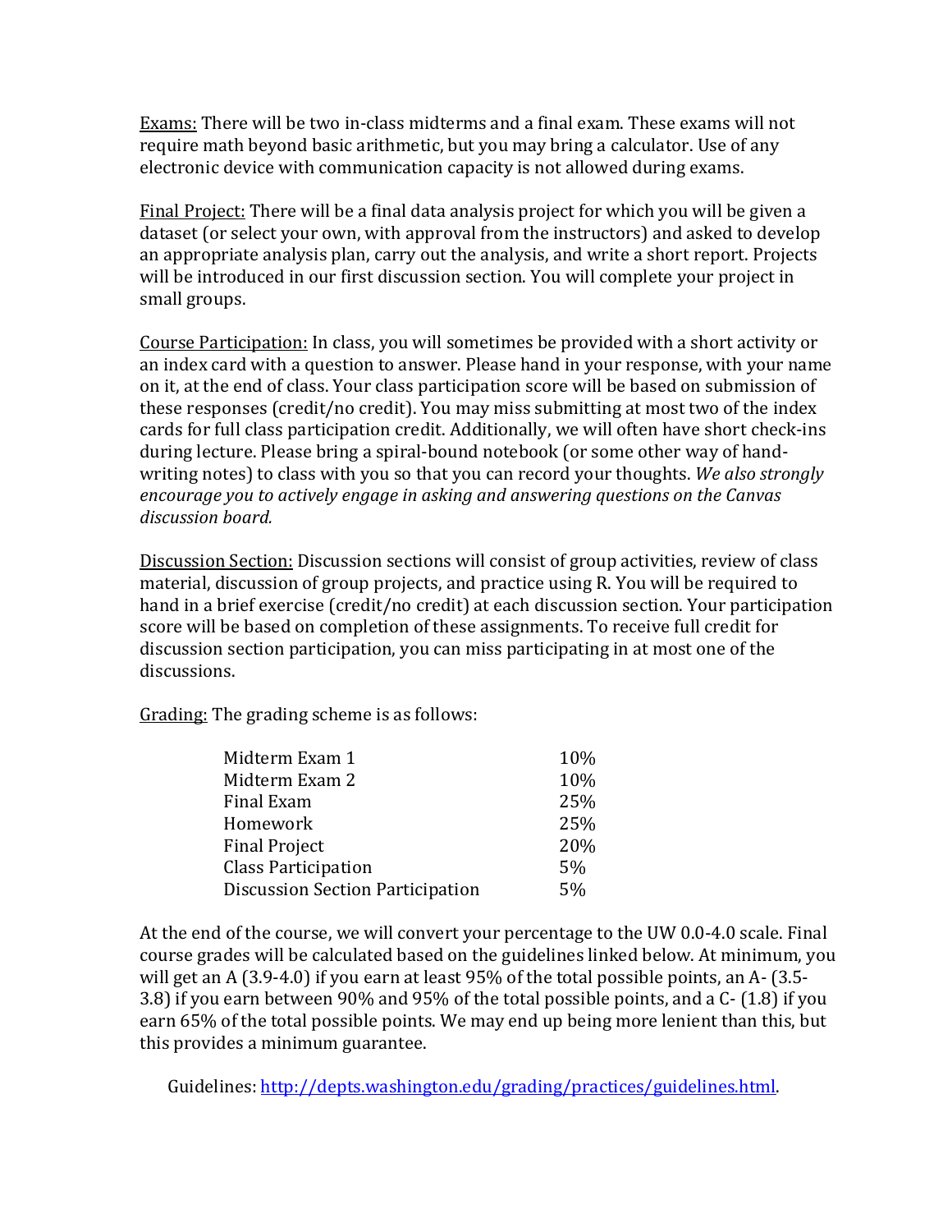Exams: There will be two in-class midterms and a final exam. These exams will not require math beyond basic arithmetic, but you may bring a calculator. Use of any electronic device with communication capacity is not allowed during exams.

Final Project: There will be a final data analysis project for which you will be given a dataset (or select your own, with approval from the instructors) and asked to develop an appropriate analysis plan, carry out the analysis, and write a short report. Projects will be introduced in our first discussion section. You will complete your project in small groups.

Course Participation: In class, you will sometimes be provided with a short activity or an index card with a question to answer. Please hand in your response, with your name on it, at the end of class. Your class participation score will be based on submission of these responses (credit/no credit). You may miss submitting at most two of the index cards for full class participation credit. Additionally, we will often have short check-ins during lecture. Please bring a spiral-bound notebook (or some other way of hand-writing notes) to class with you so that you can record your thoughts. *We also strongly encourage you to actively engage in asking and answering questions on the Canvas discussion board.*

Discussion Section: Discussion sections will consist of group activities, review of class material, discussion of group projects, and practice using R. You will be required to hand in a brief exercise (credit/no credit) at each discussion section. Your participation score will be based on completion of these assignments. To receive full credit for discussion section participation, you can miss participating in at most one of the discussions.

Grading: The grading scheme is as follows:

| Component | Weight |
| --- | --- |
| Midterm Exam 1 | 10% |
| Midterm Exam 2 | 10% |
| Final Exam | 25% |
| Homework | 25% |
| Final Project | 20% |
| Class Participation | 5% |
| Discussion Section Participation | 5% |

At the end of the course, we will convert your percentage to the UW 0.0-4.0 scale. Final course grades will be calculated based on the guidelines linked below. At minimum, you will get an A (3.9-4.0) if you earn at least 95% of the total possible points, an A- (3.5-3.8) if you earn between 90% and 95% of the total possible points, and a C- (1.8) if you earn 65% of the total possible points. We may end up being more lenient than this, but this provides a minimum guarantee.

Guidelines: http://depts.washington.edu/grading/practices/guidelines.html.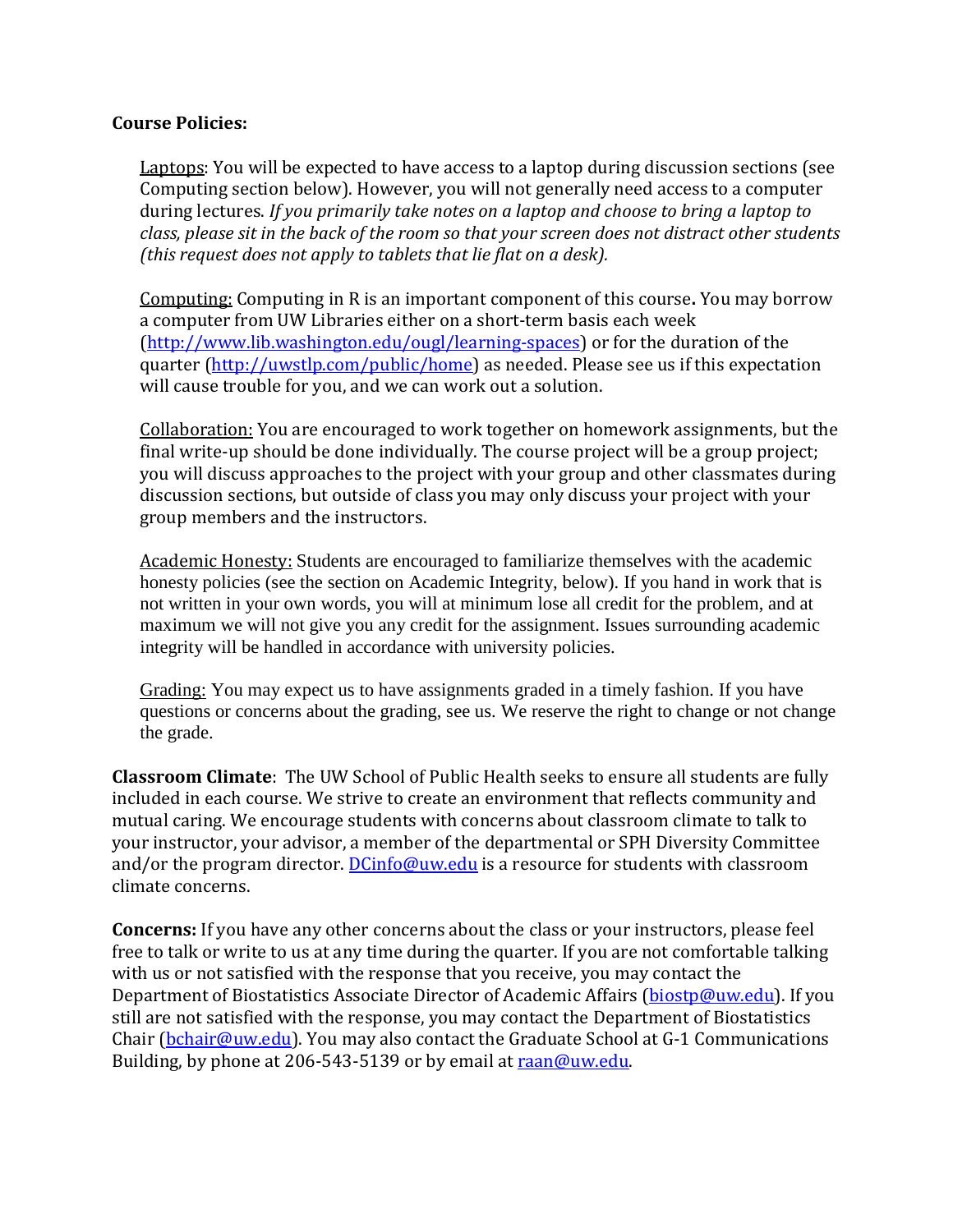**Course Policies:**

Laptops: You will be expected to have access to a laptop during discussion sections (see Computing section below). However, you will not generally need access to a computer during lectures. *If you primarily take notes on a laptop and choose to bring a laptop to class, please sit in the back of the room so that your screen does not distract other students (this request does not apply to tablets that lie flat on a desk).*

Computing: Computing in R is an important component of this course**.** You may borrow a computer from UW Libraries either on a short-term basis each week (http://www.lib.washington.edu/ougl/learning-spaces) or for the duration of the quarter (http://uwstlp.com/public/home) as needed. Please see us if this expectation will cause trouble for you, and we can work out a solution.

Collaboration: You are encouraged to work together on homework assignments, but the final write-up should be done individually. The course project will be a group project; you will discuss approaches to the project with your group and other classmates during discussion sections, but outside of class you may only discuss your project with your group members and the instructors.

Academic Honesty: Students are encouraged to familiarize themselves with the academic honesty policies (see the section on Academic Integrity, below). If you hand in work that is not written in your own words, you will at minimum lose all credit for the problem, and at maximum we will not give you any credit for the assignment. Issues surrounding academic integrity will be handled in accordance with university policies.

Grading: You may expect us to have assignments graded in a timely fashion. If you have questions or concerns about the grading, see us. We reserve the right to change or not change the grade.

**Classroom Climate**: The UW School of Public Health seeks to ensure all students are fully included in each course. We strive to create an environment that reflects community and mutual caring. We encourage students with concerns about classroom climate to talk to your instructor, your advisor, a member of the departmental or SPH Diversity Committee and/or the program director. DCinfo@uw.edu is a resource for students with classroom climate concerns.

**Concerns:** If you have any other concerns about the class or your instructors, please feel free to talk or write to us at any time during the quarter. If you are not comfortable talking with us or not satisfied with the response that you receive, you may contact the Department of Biostatistics Associate Director of Academic Affairs (biostp@uw.edu). If you still are not satisfied with the response, you may contact the Department of Biostatistics Chair (bchair@uw.edu). You may also contact the Graduate School at G-1 Communications Building, by phone at 206-543-5139 or by email at raan@uw.edu.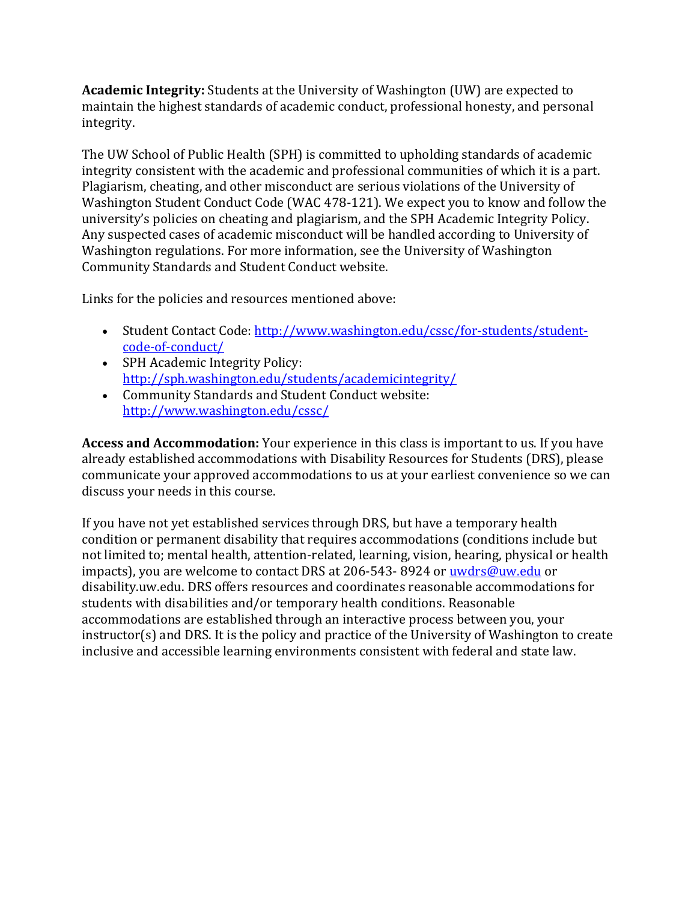**Academic Integrity:** Students at the University of Washington (UW) are expected to maintain the highest standards of academic conduct, professional honesty, and personal integrity.

The UW School of Public Health (SPH) is committed to upholding standards of academic integrity consistent with the academic and professional communities of which it is a part. Plagiarism, cheating, and other misconduct are serious violations of the University of Washington Student Conduct Code (WAC 478-121). We expect you to know and follow the university's policies on cheating and plagiarism, and the SPH Academic Integrity Policy. Any suspected cases of academic misconduct will be handled according to University of Washington regulations. For more information, see the University of Washington Community Standards and Student Conduct website.

Links for the policies and resources mentioned above:

- Student Contact Code: http://www.washington.edu/cssc/for-students/student-code-of-conduct/
- SPH Academic Integrity Policy: http://sph.washington.edu/students/academicintegrity/
- Community Standards and Student Conduct website: http://www.washington.edu/cssc/

**Access and Accommodation:** Your experience in this class is important to us. If you have already established accommodations with Disability Resources for Students (DRS), please communicate your approved accommodations to us at your earliest convenience so we can discuss your needs in this course.

If you have not yet established services through DRS, but have a temporary health condition or permanent disability that requires accommodations (conditions include but not limited to; mental health, attention-related, learning, vision, hearing, physical or health impacts), you are welcome to contact DRS at 206-543- 8924 or uwdrs@uw.edu or disability.uw.edu. DRS offers resources and coordinates reasonable accommodations for students with disabilities and/or temporary health conditions. Reasonable accommodations are established through an interactive process between you, your instructor(s) and DRS. It is the policy and practice of the University of Washington to create inclusive and accessible learning environments consistent with federal and state law.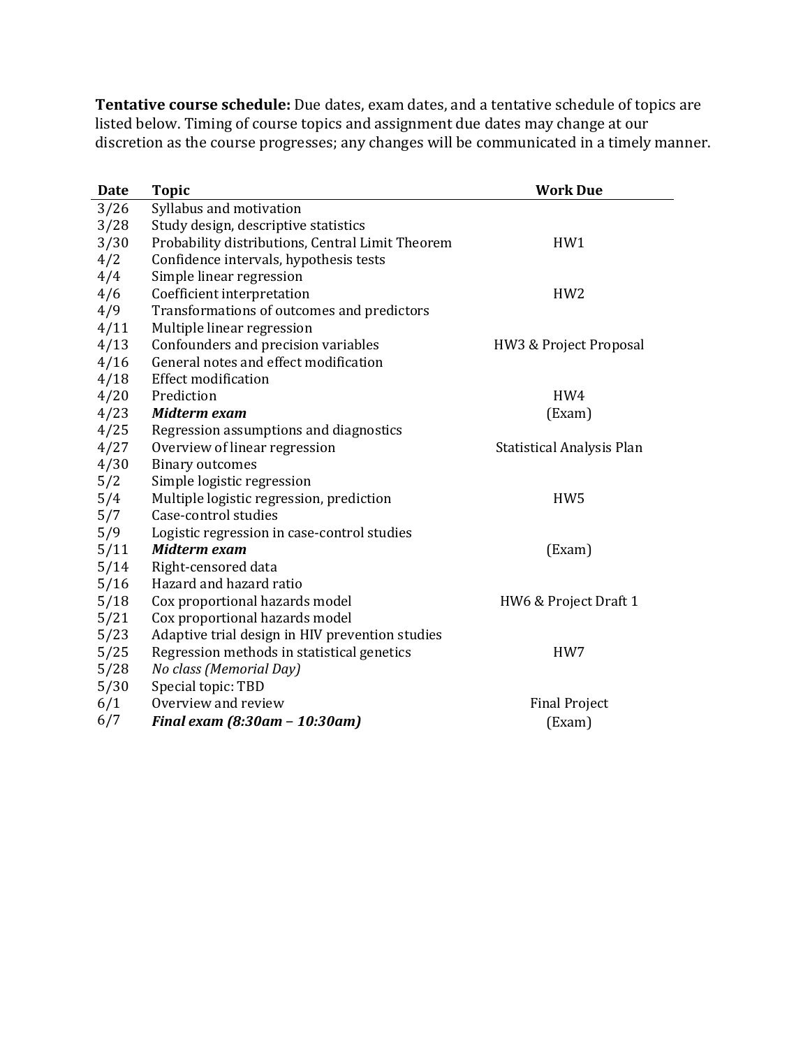**Tentative course schedule:** Due dates, exam dates, and a tentative schedule of topics are listed below. Timing of course topics and assignment due dates may change at our discretion as the course progresses; any changes will be communicated in a timely manner.

| Date | Topic | Work Due |
|---|---|---|
| 3/26 | Syllabus and motivation | |
| 3/28 | Study design, descriptive statistics | |
| 3/30 | Probability distributions, Central Limit Theorem | HW1 |
| 4/2 | Confidence intervals, hypothesis tests | |
| 4/4 | Simple linear regression | |
| 4/6 | Coefficient interpretation | HW2 |
| 4/9 | Transformations of outcomes and predictors | |
| 4/11 | Multiple linear regression | |
| 4/13 | Confounders and precision variables | HW3 & Project Proposal |
| 4/16 | General notes and effect modification | |
| 4/18 | Effect modification | |
| 4/20 | Prediction | HW4 |
| 4/23 | ***Midterm exam*** | (Exam) |
| 4/25 | Regression assumptions and diagnostics | |
| 4/27 | Overview of linear regression | Statistical Analysis Plan |
| 4/30 | Binary outcomes | |
| 5/2 | Simple logistic regression | |
| 5/4 | Multiple logistic regression, prediction | HW5 |
| 5/7 | Case-control studies | |
| 5/9 | Logistic regression in case-control studies | |
| 5/11 | ***Midterm exam*** | (Exam) |
| 5/14 | Right-censored data | |
| 5/16 | Hazard and hazard ratio | |
| 5/18 | Cox proportional hazards model | HW6 & Project Draft 1 |
| 5/21 | Cox proportional hazards model | |
| 5/23 | Adaptive trial design in HIV prevention studies | |
| 5/25 | Regression methods in statistical genetics | HW7 |
| 5/28 | *No class (Memorial Day)* | |
| 5/30 | Special topic: TBD | |
| 6/1 | Overview and review | Final Project |
| 6/7 | ***Final exam (8:30am – 10:30am)*** | (Exam) |